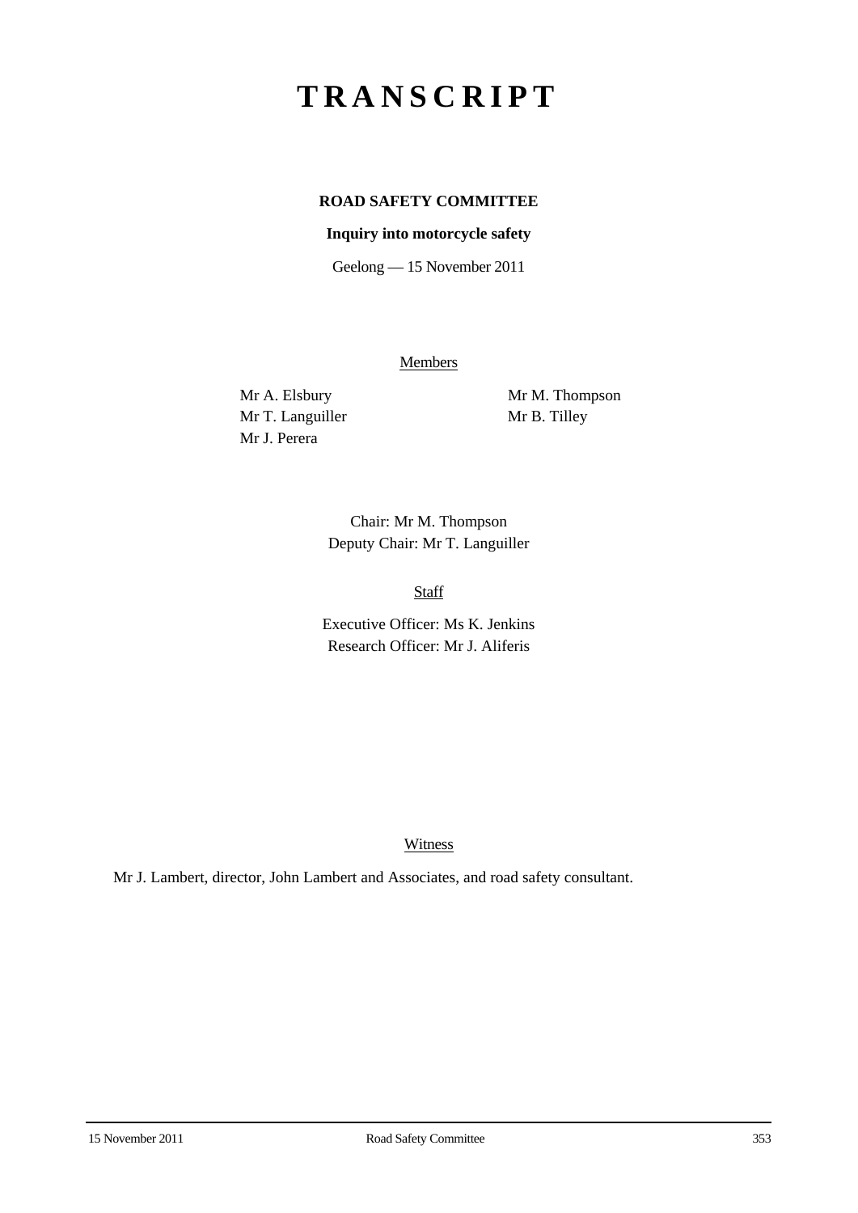# T R A N S C R I P T

**ROAD SAFETY COMMITTEE**

**Inquiry into motorcycle safety**

Geelong — 15 November 2011

Members

Mr A. Elsbury
Mr T. Languiller
Mr J. Perera
Mr M. Thompson
Mr B. Tilley

Chair: Mr M. Thompson
Deputy Chair: Mr T. Languiller

Staff

Executive Officer: Ms K. Jenkins
Research Officer: Mr J. Aliferis

Witness

Mr J. Lambert, director, John Lambert and Associates, and road safety consultant.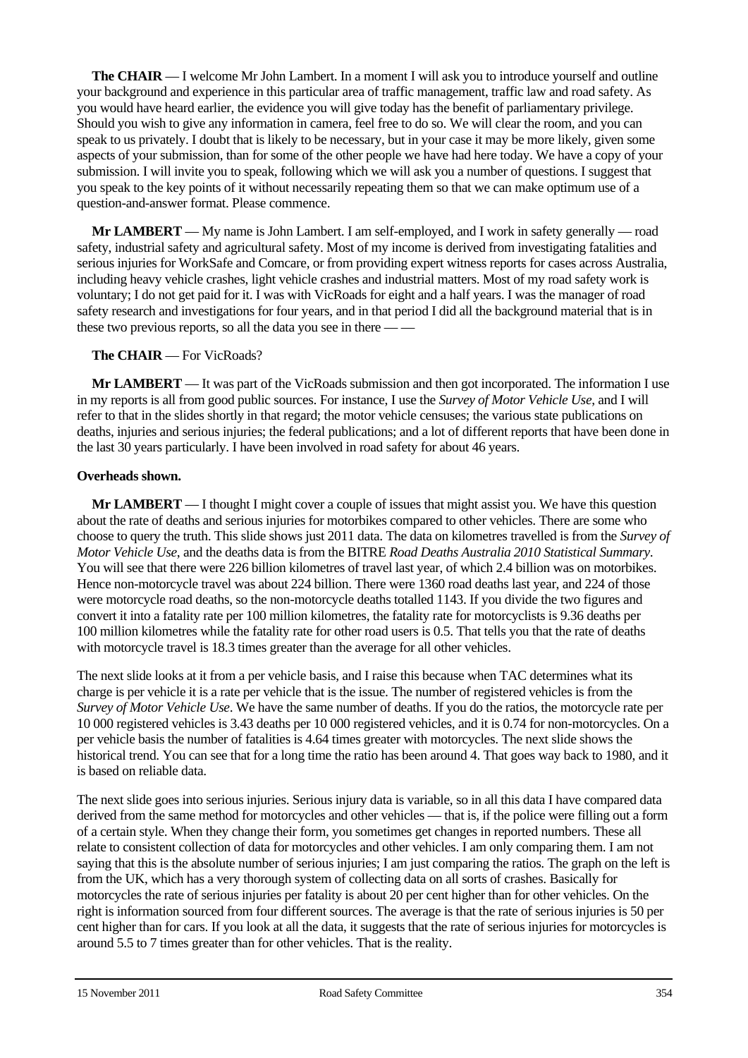**The CHAIR** — I welcome Mr John Lambert. In a moment I will ask you to introduce yourself and outline your background and experience in this particular area of traffic management, traffic law and road safety. As you would have heard earlier, the evidence you will give today has the benefit of parliamentary privilege. Should you wish to give any information in camera, feel free to do so. We will clear the room, and you can speak to us privately. I doubt that is likely to be necessary, but in your case it may be more likely, given some aspects of your submission, than for some of the other people we have had here today. We have a copy of your submission. I will invite you to speak, following which we will ask you a number of questions. I suggest that you speak to the key points of it without necessarily repeating them so that we can make optimum use of a question-and-answer format. Please commence.

**Mr LAMBERT** — My name is John Lambert. I am self-employed, and I work in safety generally — road safety, industrial safety and agricultural safety. Most of my income is derived from investigating fatalities and serious injuries for WorkSafe and Comcare, or from providing expert witness reports for cases across Australia, including heavy vehicle crashes, light vehicle crashes and industrial matters. Most of my road safety work is voluntary; I do not get paid for it. I was with VicRoads for eight and a half years. I was the manager of road safety research and investigations for four years, and in that period I did all the background material that is in these two previous reports, so all the data you see in there — —

**The CHAIR** — For VicRoads?

**Mr LAMBERT** — It was part of the VicRoads submission and then got incorporated. The information I use in my reports is all from good public sources. For instance, I use the *Survey of Motor Vehicle Use*, and I will refer to that in the slides shortly in that regard; the motor vehicle censuses; the various state publications on deaths, injuries and serious injuries; the federal publications; and a lot of different reports that have been done in the last 30 years particularly. I have been involved in road safety for about 46 years.

**Overheads shown.**

**Mr LAMBERT** — I thought I might cover a couple of issues that might assist you. We have this question about the rate of deaths and serious injuries for motorbikes compared to other vehicles. There are some who choose to query the truth. This slide shows just 2011 data. The data on kilometres travelled is from the *Survey of Motor Vehicle Use*, and the deaths data is from the BITRE *Road Deaths Australia 2010 Statistical Summary*. You will see that there were 226 billion kilometres of travel last year, of which 2.4 billion was on motorbikes. Hence non-motorcycle travel was about 224 billion. There were 1360 road deaths last year, and 224 of those were motorcycle road deaths, so the non-motorcycle deaths totalled 1143. If you divide the two figures and convert it into a fatality rate per 100 million kilometres, the fatality rate for motorcyclists is 9.36 deaths per 100 million kilometres while the fatality rate for other road users is 0.5. That tells you that the rate of deaths with motorcycle travel is 18.3 times greater than the average for all other vehicles.

The next slide looks at it from a per vehicle basis, and I raise this because when TAC determines what its charge is per vehicle it is a rate per vehicle that is the issue. The number of registered vehicles is from the *Survey of Motor Vehicle Use*. We have the same number of deaths. If you do the ratios, the motorcycle rate per 10 000 registered vehicles is 3.43 deaths per 10 000 registered vehicles, and it is 0.74 for non-motorcycles. On a per vehicle basis the number of fatalities is 4.64 times greater with motorcycles. The next slide shows the historical trend. You can see that for a long time the ratio has been around 4. That goes way back to 1980, and it is based on reliable data.

The next slide goes into serious injuries. Serious injury data is variable, so in all this data I have compared data derived from the same method for motorcycles and other vehicles — that is, if the police were filling out a form of a certain style. When they change their form, you sometimes get changes in reported numbers. These all relate to consistent collection of data for motorcycles and other vehicles. I am only comparing them. I am not saying that this is the absolute number of serious injuries; I am just comparing the ratios. The graph on the left is from the UK, which has a very thorough system of collecting data on all sorts of crashes. Basically for motorcycles the rate of serious injuries per fatality is about 20 per cent higher than for other vehicles. On the right is information sourced from four different sources. The average is that the rate of serious injuries is 50 per cent higher than for cars. If you look at all the data, it suggests that the rate of serious injuries for motorcycles is around 5.5 to 7 times greater than for other vehicles. That is the reality.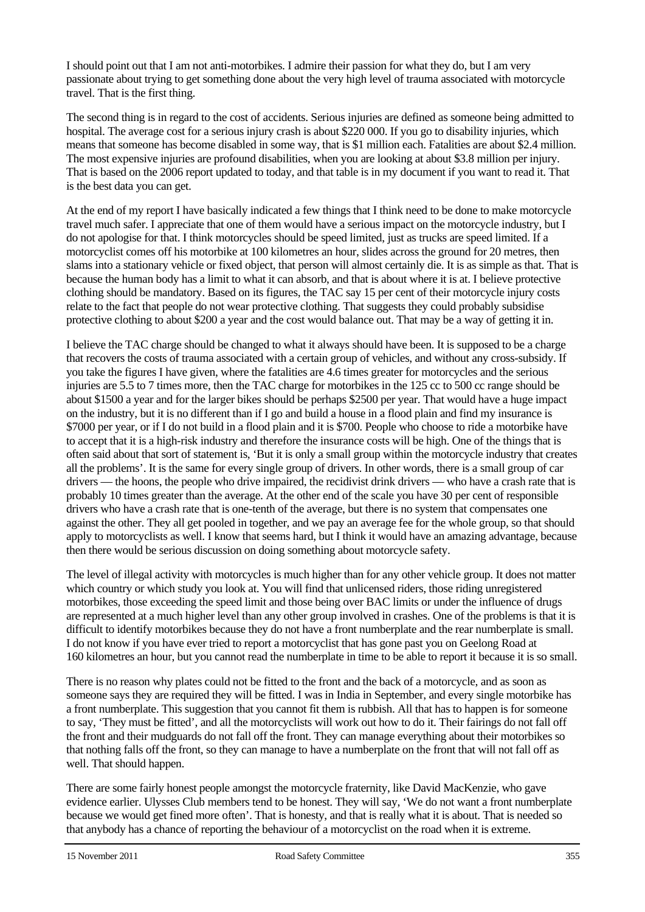I should point out that I am not anti-motorbikes. I admire their passion for what they do, but I am very passionate about trying to get something done about the very high level of trauma associated with motorcycle travel. That is the first thing.

The second thing is in regard to the cost of accidents. Serious injuries are defined as someone being admitted to hospital. The average cost for a serious injury crash is about \$220 000. If you go to disability injuries, which means that someone has become disabled in some way, that is \$1 million each. Fatalities are about \$2.4 million. The most expensive injuries are profound disabilities, when you are looking at about \$3.8 million per injury. That is based on the 2006 report updated to today, and that table is in my document if you want to read it. That is the best data you can get.

At the end of my report I have basically indicated a few things that I think need to be done to make motorcycle travel much safer. I appreciate that one of them would have a serious impact on the motorcycle industry, but I do not apologise for that. I think motorcycles should be speed limited, just as trucks are speed limited. If a motorcyclist comes off his motorbike at 100 kilometres an hour, slides across the ground for 20 metres, then slams into a stationary vehicle or fixed object, that person will almost certainly die. It is as simple as that. That is because the human body has a limit to what it can absorb, and that is about where it is at. I believe protective clothing should be mandatory. Based on its figures, the TAC say 15 per cent of their motorcycle injury costs relate to the fact that people do not wear protective clothing. That suggests they could probably subsidise protective clothing to about \$200 a year and the cost would balance out. That may be a way of getting it in.

I believe the TAC charge should be changed to what it always should have been. It is supposed to be a charge that recovers the costs of trauma associated with a certain group of vehicles, and without any cross-subsidy. If you take the figures I have given, where the fatalities are 4.6 times greater for motorcycles and the serious injuries are 5.5 to 7 times more, then the TAC charge for motorbikes in the 125 cc to 500 cc range should be about \$1500 a year and for the larger bikes should be perhaps \$2500 per year. That would have a huge impact on the industry, but it is no different than if I go and build a house in a flood plain and find my insurance is \$7000 per year, or if I do not build in a flood plain and it is \$700. People who choose to ride a motorbike have to accept that it is a high-risk industry and therefore the insurance costs will be high. One of the things that is often said about that sort of statement is, 'But it is only a small group within the motorcycle industry that creates all the problems'. It is the same for every single group of drivers. In other words, there is a small group of car drivers — the hoons, the people who drive impaired, the recidivist drink drivers — who have a crash rate that is probably 10 times greater than the average. At the other end of the scale you have 30 per cent of responsible drivers who have a crash rate that is one-tenth of the average, but there is no system that compensates one against the other. They all get pooled in together, and we pay an average fee for the whole group, so that should apply to motorcyclists as well. I know that seems hard, but I think it would have an amazing advantage, because then there would be serious discussion on doing something about motorcycle safety.

The level of illegal activity with motorcycles is much higher than for any other vehicle group. It does not matter which country or which study you look at. You will find that unlicensed riders, those riding unregistered motorbikes, those exceeding the speed limit and those being over BAC limits or under the influence of drugs are represented at a much higher level than any other group involved in crashes. One of the problems is that it is difficult to identify motorbikes because they do not have a front numberplate and the rear numberplate is small. I do not know if you have ever tried to report a motorcyclist that has gone past you on Geelong Road at 160 kilometres an hour, but you cannot read the numberplate in time to be able to report it because it is so small.

There is no reason why plates could not be fitted to the front and the back of a motorcycle, and as soon as someone says they are required they will be fitted. I was in India in September, and every single motorbike has a front numberplate. This suggestion that you cannot fit them is rubbish. All that has to happen is for someone to say, 'They must be fitted', and all the motorcyclists will work out how to do it. Their fairings do not fall off the front and their mudguards do not fall off the front. They can manage everything about their motorbikes so that nothing falls off the front, so they can manage to have a numberplate on the front that will not fall off as well. That should happen.

There are some fairly honest people amongst the motorcycle fraternity, like David MacKenzie, who gave evidence earlier. Ulysses Club members tend to be honest. They will say, 'We do not want a front numberplate because we would get fined more often'. That is honesty, and that is really what it is about. That is needed so that anybody has a chance of reporting the behaviour of a motorcyclist on the road when it is extreme.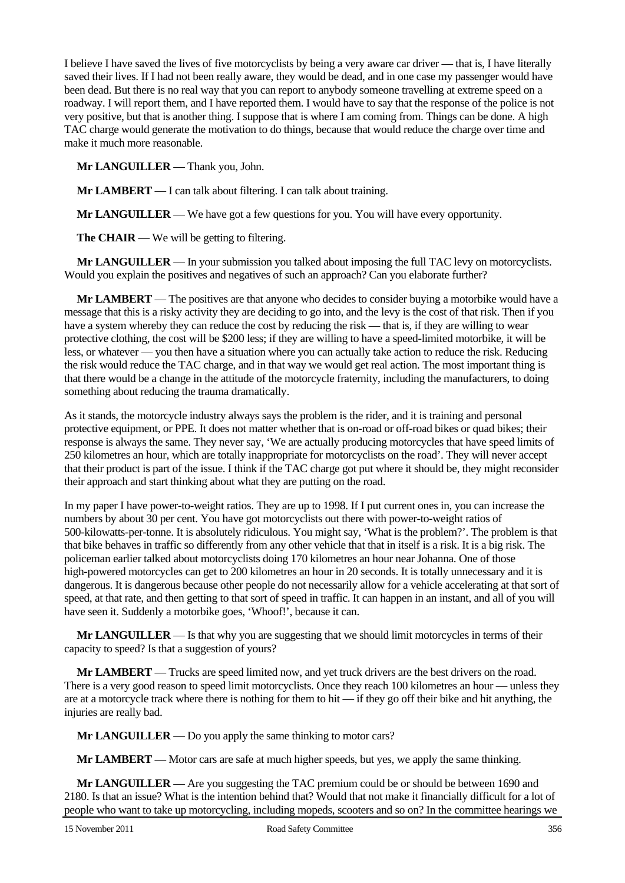I believe I have saved the lives of five motorcyclists by being a very aware car driver — that is, I have literally saved their lives. If I had not been really aware, they would be dead, and in one case my passenger would have been dead. But there is no real way that you can report to anybody someone travelling at extreme speed on a roadway. I will report them, and I have reported them. I would have to say that the response of the police is not very positive, but that is another thing. I suppose that is where I am coming from. Things can be done. A high TAC charge would generate the motivation to do things, because that would reduce the charge over time and make it much more reasonable.

**Mr LANGUILLER** — Thank you, John.

**Mr LAMBERT** — I can talk about filtering. I can talk about training.

**Mr LANGUILLER** — We have got a few questions for you. You will have every opportunity.

**The CHAIR** — We will be getting to filtering.

**Mr LANGUILLER** — In your submission you talked about imposing the full TAC levy on motorcyclists. Would you explain the positives and negatives of such an approach? Can you elaborate further?

**Mr LAMBERT** — The positives are that anyone who decides to consider buying a motorbike would have a message that this is a risky activity they are deciding to go into, and the levy is the cost of that risk. Then if you have a system whereby they can reduce the cost by reducing the risk — that is, if they are willing to wear protective clothing, the cost will be $200 less; if they are willing to have a speed-limited motorbike, it will be less, or whatever — you then have a situation where you can actually take action to reduce the risk. Reducing the risk would reduce the TAC charge, and in that way we would get real action. The most important thing is that there would be a change in the attitude of the motorcycle fraternity, including the manufacturers, to doing something about reducing the trauma dramatically.

As it stands, the motorcycle industry always says the problem is the rider, and it is training and personal protective equipment, or PPE. It does not matter whether that is on-road or off-road bikes or quad bikes; their response is always the same. They never say, 'We are actually producing motorcycles that have speed limits of 250 kilometres an hour, which are totally inappropriate for motorcyclists on the road'. They will never accept that their product is part of the issue. I think if the TAC charge got put where it should be, they might reconsider their approach and start thinking about what they are putting on the road.

In my paper I have power-to-weight ratios. They are up to 1998. If I put current ones in, you can increase the numbers by about 30 per cent. You have got motorcyclists out there with power-to-weight ratios of 500-kilowatts-per-tonne. It is absolutely ridiculous. You might say, 'What is the problem?'. The problem is that that bike behaves in traffic so differently from any other vehicle that that in itself is a risk. It is a big risk. The policeman earlier talked about motorcyclists doing 170 kilometres an hour near Johanna. One of those high-powered motorcycles can get to 200 kilometres an hour in 20 seconds. It is totally unnecessary and it is dangerous. It is dangerous because other people do not necessarily allow for a vehicle accelerating at that sort of speed, at that rate, and then getting to that sort of speed in traffic. It can happen in an instant, and all of you will have seen it. Suddenly a motorbike goes, 'Whoof!', because it can.

**Mr LANGUILLER** — Is that why you are suggesting that we should limit motorcycles in terms of their capacity to speed? Is that a suggestion of yours?

**Mr LAMBERT** — Trucks are speed limited now, and yet truck drivers are the best drivers on the road. There is a very good reason to speed limit motorcyclists. Once they reach 100 kilometres an hour — unless they are at a motorcycle track where there is nothing for them to hit — if they go off their bike and hit anything, the injuries are really bad.

**Mr LANGUILLER** — Do you apply the same thinking to motor cars?

**Mr LAMBERT** — Motor cars are safe at much higher speeds, but yes, we apply the same thinking.

**Mr LANGUILLER** — Are you suggesting the TAC premium could be or should be between 1690 and 2180. Is that an issue? What is the intention behind that? Would that not make it financially difficult for a lot of people who want to take up motorcycling, including mopeds, scooters and so on? In the committee hearings we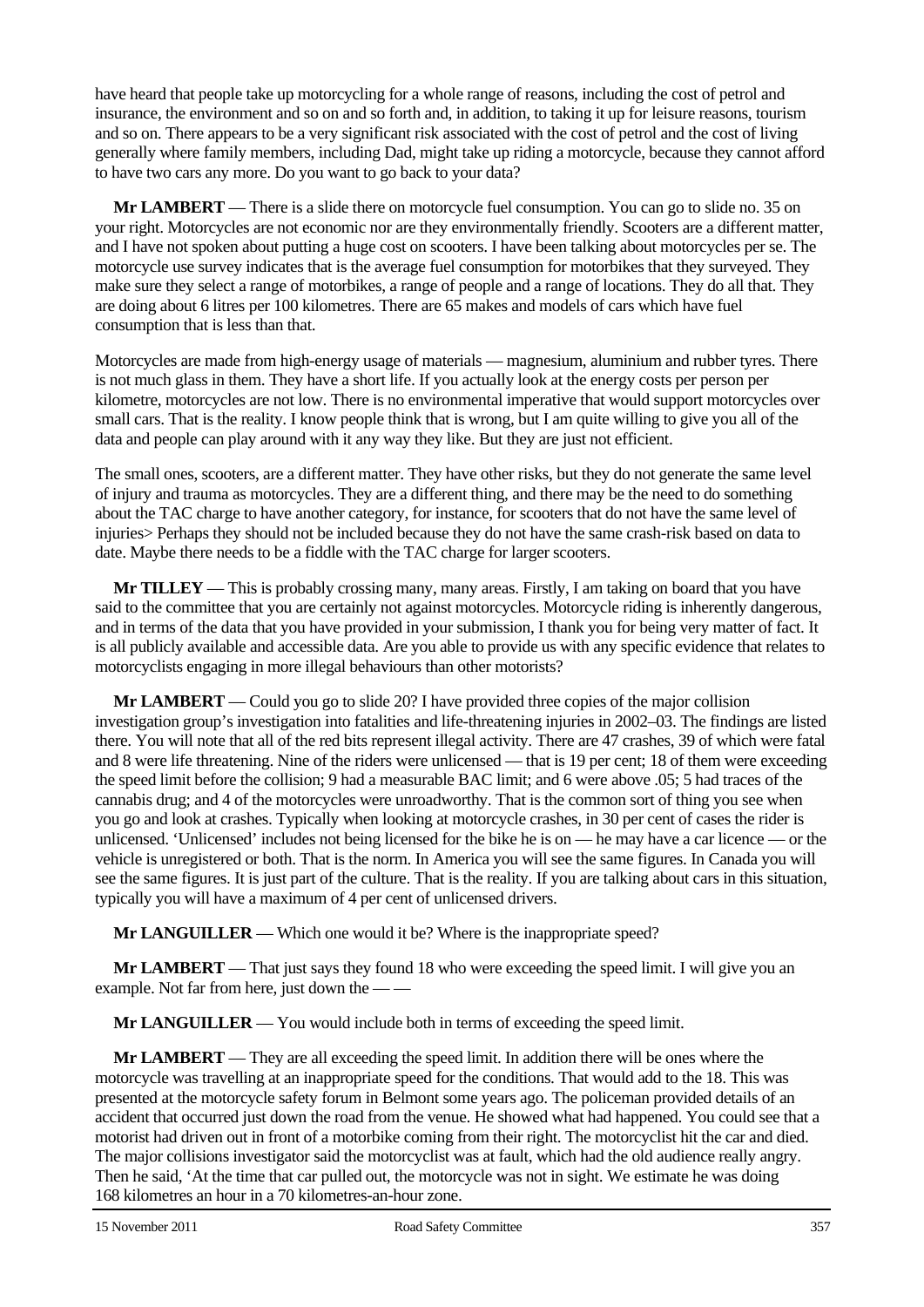have heard that people take up motorcycling for a whole range of reasons, including the cost of petrol and insurance, the environment and so on and so forth and, in addition, to taking it up for leisure reasons, tourism and so on. There appears to be a very significant risk associated with the cost of petrol and the cost of living generally where family members, including Dad, might take up riding a motorcycle, because they cannot afford to have two cars any more. Do you want to go back to your data?

**Mr LAMBERT** — There is a slide there on motorcycle fuel consumption. You can go to slide no. 35 on your right. Motorcycles are not economic nor are they environmentally friendly. Scooters are a different matter, and I have not spoken about putting a huge cost on scooters. I have been talking about motorcycles per se. The motorcycle use survey indicates that is the average fuel consumption for motorbikes that they surveyed. They make sure they select a range of motorbikes, a range of people and a range of locations. They do all that. They are doing about 6 litres per 100 kilometres. There are 65 makes and models of cars which have fuel consumption that is less than that.

Motorcycles are made from high-energy usage of materials — magnesium, aluminium and rubber tyres. There is not much glass in them. They have a short life. If you actually look at the energy costs per person per kilometre, motorcycles are not low. There is no environmental imperative that would support motorcycles over small cars. That is the reality. I know people think that is wrong, but I am quite willing to give you all of the data and people can play around with it any way they like. But they are just not efficient.

The small ones, scooters, are a different matter. They have other risks, but they do not generate the same level of injury and trauma as motorcycles. They are a different thing, and there may be the need to do something about the TAC charge to have another category, for instance, for scooters that do not have the same level of injuries> Perhaps they should not be included because they do not have the same crash-risk based on data to date. Maybe there needs to be a fiddle with the TAC charge for larger scooters.

**Mr TILLEY** — This is probably crossing many, many areas. Firstly, I am taking on board that you have said to the committee that you are certainly not against motorcycles. Motorcycle riding is inherently dangerous, and in terms of the data that you have provided in your submission, I thank you for being very matter of fact. It is all publicly available and accessible data. Are you able to provide us with any specific evidence that relates to motorcyclists engaging in more illegal behaviours than other motorists?

**Mr LAMBERT** — Could you go to slide 20? I have provided three copies of the major collision investigation group's investigation into fatalities and life-threatening injuries in 2002–03. The findings are listed there. You will note that all of the red bits represent illegal activity. There are 47 crashes, 39 of which were fatal and 8 were life threatening. Nine of the riders were unlicensed — that is 19 per cent; 18 of them were exceeding the speed limit before the collision; 9 had a measurable BAC limit; and 6 were above .05; 5 had traces of the cannabis drug; and 4 of the motorcycles were unroadworthy. That is the common sort of thing you see when you go and look at crashes. Typically when looking at motorcycle crashes, in 30 per cent of cases the rider is unlicensed. 'Unlicensed' includes not being licensed for the bike he is on — he may have a car licence — or the vehicle is unregistered or both. That is the norm. In America you will see the same figures. In Canada you will see the same figures. It is just part of the culture. That is the reality. If you are talking about cars in this situation, typically you will have a maximum of 4 per cent of unlicensed drivers.

**Mr LANGUILLER** — Which one would it be? Where is the inappropriate speed?

**Mr LAMBERT** — That just says they found 18 who were exceeding the speed limit. I will give you an example. Not far from here, just down the — —

**Mr LANGUILLER** — You would include both in terms of exceeding the speed limit.

**Mr LAMBERT** — They are all exceeding the speed limit. In addition there will be ones where the motorcycle was travelling at an inappropriate speed for the conditions. That would add to the 18. This was presented at the motorcycle safety forum in Belmont some years ago. The policeman provided details of an accident that occurred just down the road from the venue. He showed what had happened. You could see that a motorist had driven out in front of a motorbike coming from their right. The motorcyclist hit the car and died. The major collisions investigator said the motorcyclist was at fault, which had the old audience really angry. Then he said, 'At the time that car pulled out, the motorcycle was not in sight. We estimate he was doing 168 kilometres an hour in a 70 kilometres-an-hour zone.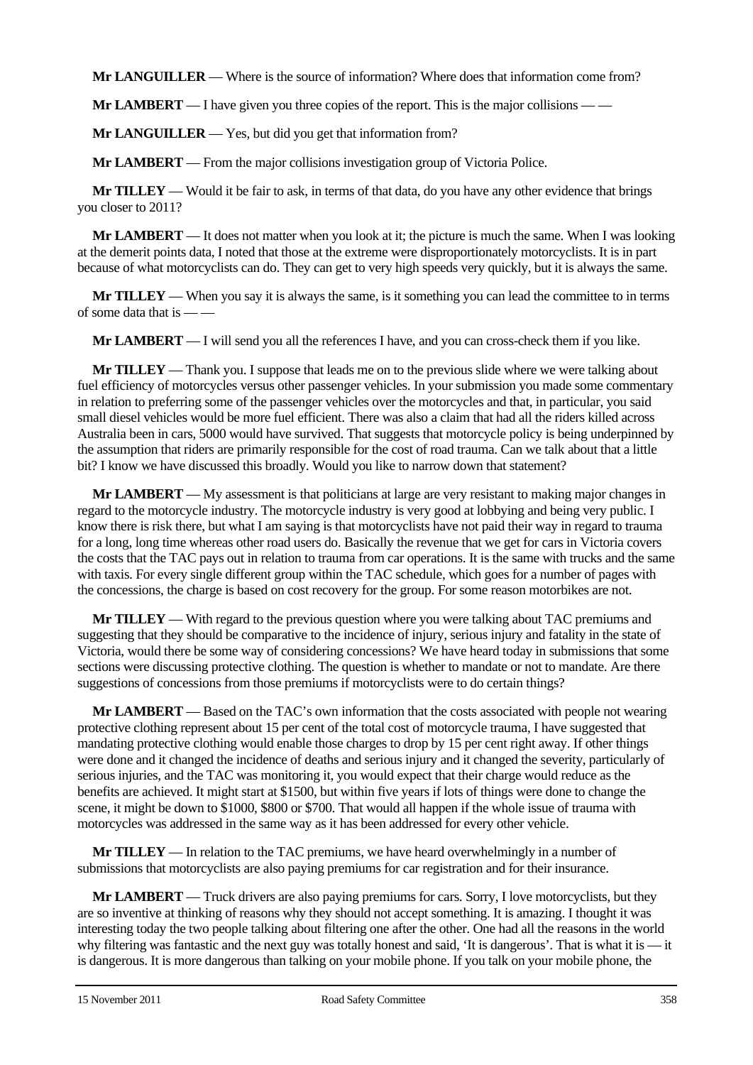**Mr LANGUILLER** — Where is the source of information? Where does that information come from?

**Mr LAMBERT** — I have given you three copies of the report. This is the major collisions — —

**Mr LANGUILLER** — Yes, but did you get that information from?

**Mr LAMBERT** — From the major collisions investigation group of Victoria Police.

**Mr TILLEY** — Would it be fair to ask, in terms of that data, do you have any other evidence that brings you closer to 2011?

**Mr LAMBERT** — It does not matter when you look at it; the picture is much the same. When I was looking at the demerit points data, I noted that those at the extreme were disproportionately motorcyclists. It is in part because of what motorcyclists can do. They can get to very high speeds very quickly, but it is always the same.

**Mr TILLEY** — When you say it is always the same, is it something you can lead the committee to in terms of some data that is — —

**Mr LAMBERT** — I will send you all the references I have, and you can cross-check them if you like.

**Mr TILLEY** — Thank you. I suppose that leads me on to the previous slide where we were talking about fuel efficiency of motorcycles versus other passenger vehicles. In your submission you made some commentary in relation to preferring some of the passenger vehicles over the motorcycles and that, in particular, you said small diesel vehicles would be more fuel efficient. There was also a claim that had all the riders killed across Australia been in cars, 5000 would have survived. That suggests that motorcycle policy is being underpinned by the assumption that riders are primarily responsible for the cost of road trauma. Can we talk about that a little bit? I know we have discussed this broadly. Would you like to narrow down that statement?

**Mr LAMBERT** — My assessment is that politicians at large are very resistant to making major changes in regard to the motorcycle industry. The motorcycle industry is very good at lobbying and being very public. I know there is risk there, but what I am saying is that motorcyclists have not paid their way in regard to trauma for a long, long time whereas other road users do. Basically the revenue that we get for cars in Victoria covers the costs that the TAC pays out in relation to trauma from car operations. It is the same with trucks and the same with taxis. For every single different group within the TAC schedule, which goes for a number of pages with the concessions, the charge is based on cost recovery for the group. For some reason motorbikes are not.

**Mr TILLEY** — With regard to the previous question where you were talking about TAC premiums and suggesting that they should be comparative to the incidence of injury, serious injury and fatality in the state of Victoria, would there be some way of considering concessions? We have heard today in submissions that some sections were discussing protective clothing. The question is whether to mandate or not to mandate. Are there suggestions of concessions from those premiums if motorcyclists were to do certain things?

**Mr LAMBERT** — Based on the TAC's own information that the costs associated with people not wearing protective clothing represent about 15 per cent of the total cost of motorcycle trauma, I have suggested that mandating protective clothing would enable those charges to drop by 15 per cent right away. If other things were done and it changed the incidence of deaths and serious injury and it changed the severity, particularly of serious injuries, and the TAC was monitoring it, you would expect that their charge would reduce as the benefits are achieved. It might start at $1500, but within five years if lots of things were done to change the scene, it might be down to $1000, $800 or $700. That would all happen if the whole issue of trauma with motorcycles was addressed in the same way as it has been addressed for every other vehicle.

**Mr TILLEY** — In relation to the TAC premiums, we have heard overwhelmingly in a number of submissions that motorcyclists are also paying premiums for car registration and for their insurance.

**Mr LAMBERT** — Truck drivers are also paying premiums for cars. Sorry, I love motorcyclists, but they are so inventive at thinking of reasons why they should not accept something. It is amazing. I thought it was interesting today the two people talking about filtering one after the other. One had all the reasons in the world why filtering was fantastic and the next guy was totally honest and said, 'It is dangerous'. That is what it is — it is dangerous. It is more dangerous than talking on your mobile phone. If you talk on your mobile phone, the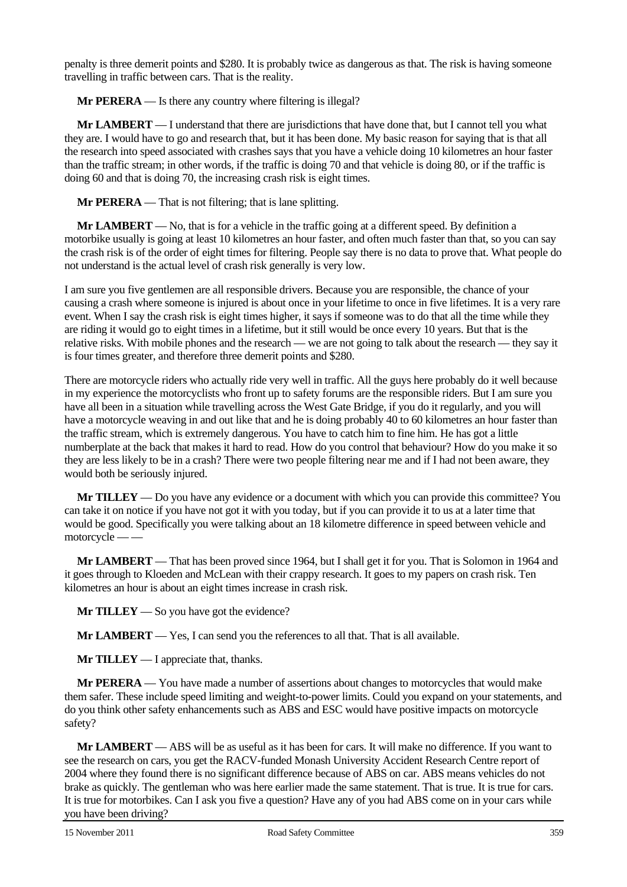penalty is three demerit points and $280. It is probably twice as dangerous as that. The risk is having someone travelling in traffic between cars. That is the reality.

**Mr PERERA** — Is there any country where filtering is illegal?

**Mr LAMBERT** — I understand that there are jurisdictions that have done that, but I cannot tell you what they are. I would have to go and research that, but it has been done. My basic reason for saying that is that all the research into speed associated with crashes says that you have a vehicle doing 10 kilometres an hour faster than the traffic stream; in other words, if the traffic is doing 70 and that vehicle is doing 80, or if the traffic is doing 60 and that is doing 70, the increasing crash risk is eight times.

**Mr PERERA** — That is not filtering; that is lane splitting.

**Mr LAMBERT** — No, that is for a vehicle in the traffic going at a different speed. By definition a motorbike usually is going at least 10 kilometres an hour faster, and often much faster than that, so you can say the crash risk is of the order of eight times for filtering. People say there is no data to prove that. What people do not understand is the actual level of crash risk generally is very low.

I am sure you five gentlemen are all responsible drivers. Because you are responsible, the chance of your causing a crash where someone is injured is about once in your lifetime to once in five lifetimes. It is a very rare event. When I say the crash risk is eight times higher, it says if someone was to do that all the time while they are riding it would go to eight times in a lifetime, but it still would be once every 10 years. But that is the relative risks. With mobile phones and the research — we are not going to talk about the research — they say it is four times greater, and therefore three demerit points and $280.

There are motorcycle riders who actually ride very well in traffic. All the guys here probably do it well because in my experience the motorcyclists who front up to safety forums are the responsible riders. But I am sure you have all been in a situation while travelling across the West Gate Bridge, if you do it regularly, and you will have a motorcycle weaving in and out like that and he is doing probably 40 to 60 kilometres an hour faster than the traffic stream, which is extremely dangerous. You have to catch him to fine him. He has got a little numberplate at the back that makes it hard to read. How do you control that behaviour? How do you make it so they are less likely to be in a crash? There were two people filtering near me and if I had not been aware, they would both be seriously injured.

**Mr TILLEY** — Do you have any evidence or a document with which you can provide this committee? You can take it on notice if you have not got it with you today, but if you can provide it to us at a later time that would be good. Specifically you were talking about an 18 kilometre difference in speed between vehicle and motorcycle — —

**Mr LAMBERT** — That has been proved since 1964, but I shall get it for you. That is Solomon in 1964 and it goes through to Kloeden and McLean with their crappy research. It goes to my papers on crash risk. Ten kilometres an hour is about an eight times increase in crash risk.

**Mr TILLEY** — So you have got the evidence?

**Mr LAMBERT** — Yes, I can send you the references to all that. That is all available.

**Mr TILLEY** — I appreciate that, thanks.

**Mr PERERA** — You have made a number of assertions about changes to motorcycles that would make them safer. These include speed limiting and weight-to-power limits. Could you expand on your statements, and do you think other safety enhancements such as ABS and ESC would have positive impacts on motorcycle safety?

**Mr LAMBERT** — ABS will be as useful as it has been for cars. It will make no difference. If you want to see the research on cars, you get the RACV-funded Monash University Accident Research Centre report of 2004 where they found there is no significant difference because of ABS on car. ABS means vehicles do not brake as quickly. The gentleman who was here earlier made the same statement. That is true. It is true for cars. It is true for motorbikes. Can I ask you five a question? Have any of you had ABS come on in your cars while you have been driving?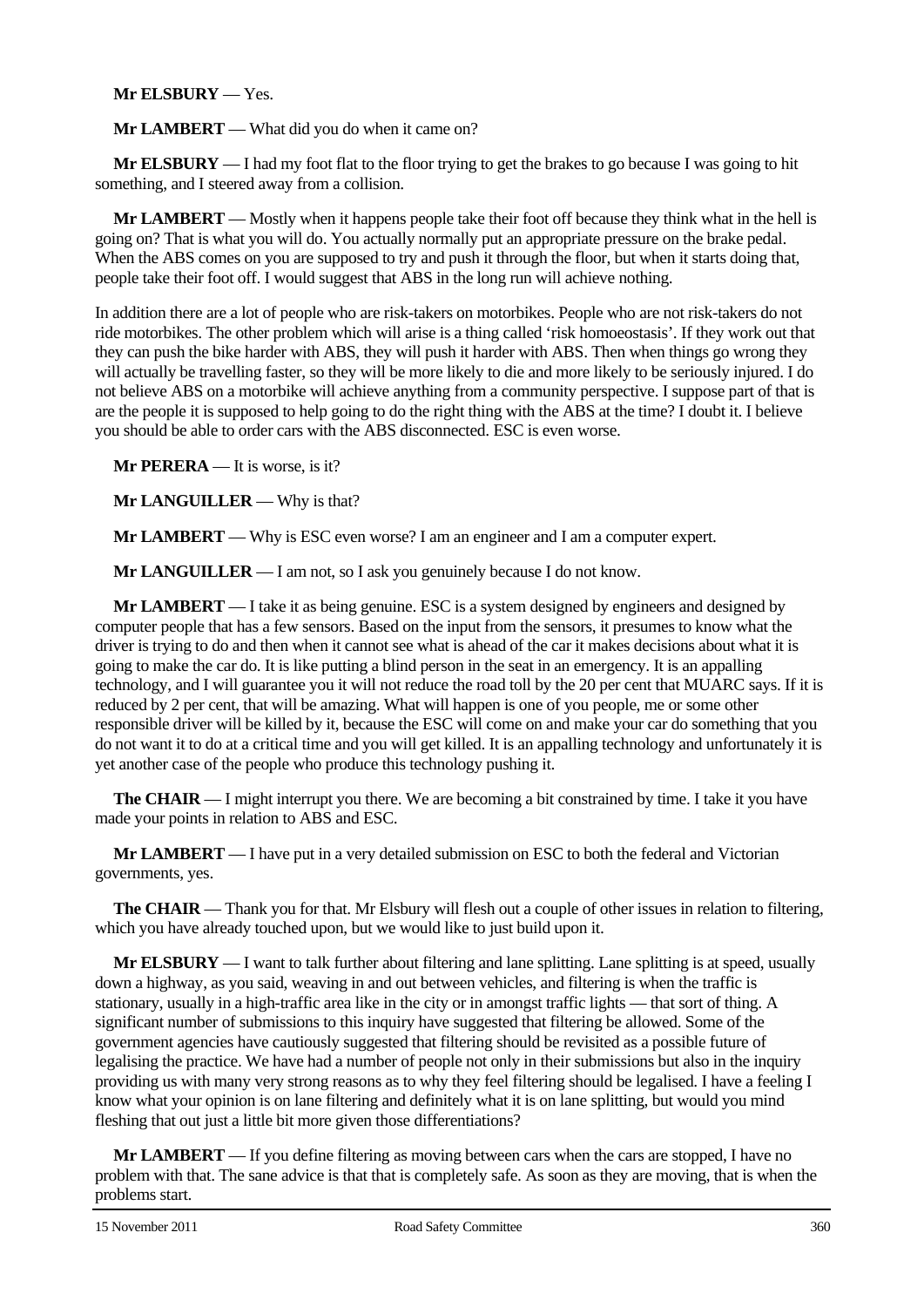**Mr ELSBURY** — Yes.

**Mr LAMBERT** — What did you do when it came on?

**Mr ELSBURY** — I had my foot flat to the floor trying to get the brakes to go because I was going to hit something, and I steered away from a collision.

**Mr LAMBERT** — Mostly when it happens people take their foot off because they think what in the hell is going on? That is what you will do. You actually normally put an appropriate pressure on the brake pedal. When the ABS comes on you are supposed to try and push it through the floor, but when it starts doing that, people take their foot off. I would suggest that ABS in the long run will achieve nothing.

In addition there are a lot of people who are risk-takers on motorbikes. People who are not risk-takers do not ride motorbikes. The other problem which will arise is a thing called 'risk homoeostasis'. If they work out that they can push the bike harder with ABS, they will push it harder with ABS. Then when things go wrong they will actually be travelling faster, so they will be more likely to die and more likely to be seriously injured. I do not believe ABS on a motorbike will achieve anything from a community perspective. I suppose part of that is are the people it is supposed to help going to do the right thing with the ABS at the time? I doubt it. I believe you should be able to order cars with the ABS disconnected. ESC is even worse.

**Mr PERERA** — It is worse, is it?

**Mr LANGUILLER** — Why is that?

**Mr LAMBERT** — Why is ESC even worse? I am an engineer and I am a computer expert.

**Mr LANGUILLER** — I am not, so I ask you genuinely because I do not know.

**Mr LAMBERT** — I take it as being genuine. ESC is a system designed by engineers and designed by computer people that has a few sensors. Based on the input from the sensors, it presumes to know what the driver is trying to do and then when it cannot see what is ahead of the car it makes decisions about what it is going to make the car do. It is like putting a blind person in the seat in an emergency. It is an appalling technology, and I will guarantee you it will not reduce the road toll by the 20 per cent that MUARC says. If it is reduced by 2 per cent, that will be amazing. What will happen is one of you people, me or some other responsible driver will be killed by it, because the ESC will come on and make your car do something that you do not want it to do at a critical time and you will get killed. It is an appalling technology and unfortunately it is yet another case of the people who produce this technology pushing it.

**The CHAIR** — I might interrupt you there. We are becoming a bit constrained by time. I take it you have made your points in relation to ABS and ESC.

**Mr LAMBERT** — I have put in a very detailed submission on ESC to both the federal and Victorian governments, yes.

**The CHAIR** — Thank you for that. Mr Elsbury will flesh out a couple of other issues in relation to filtering, which you have already touched upon, but we would like to just build upon it.

**Mr ELSBURY** — I want to talk further about filtering and lane splitting. Lane splitting is at speed, usually down a highway, as you said, weaving in and out between vehicles, and filtering is when the traffic is stationary, usually in a high-traffic area like in the city or in amongst traffic lights — that sort of thing. A significant number of submissions to this inquiry have suggested that filtering be allowed. Some of the government agencies have cautiously suggested that filtering should be revisited as a possible future of legalising the practice. We have had a number of people not only in their submissions but also in the inquiry providing us with many very strong reasons as to why they feel filtering should be legalised. I have a feeling I know what your opinion is on lane filtering and definitely what it is on lane splitting, but would you mind fleshing that out just a little bit more given those differentiations?

**Mr LAMBERT** — If you define filtering as moving between cars when the cars are stopped, I have no problem with that. The sane advice is that that is completely safe. As soon as they are moving, that is when the problems start.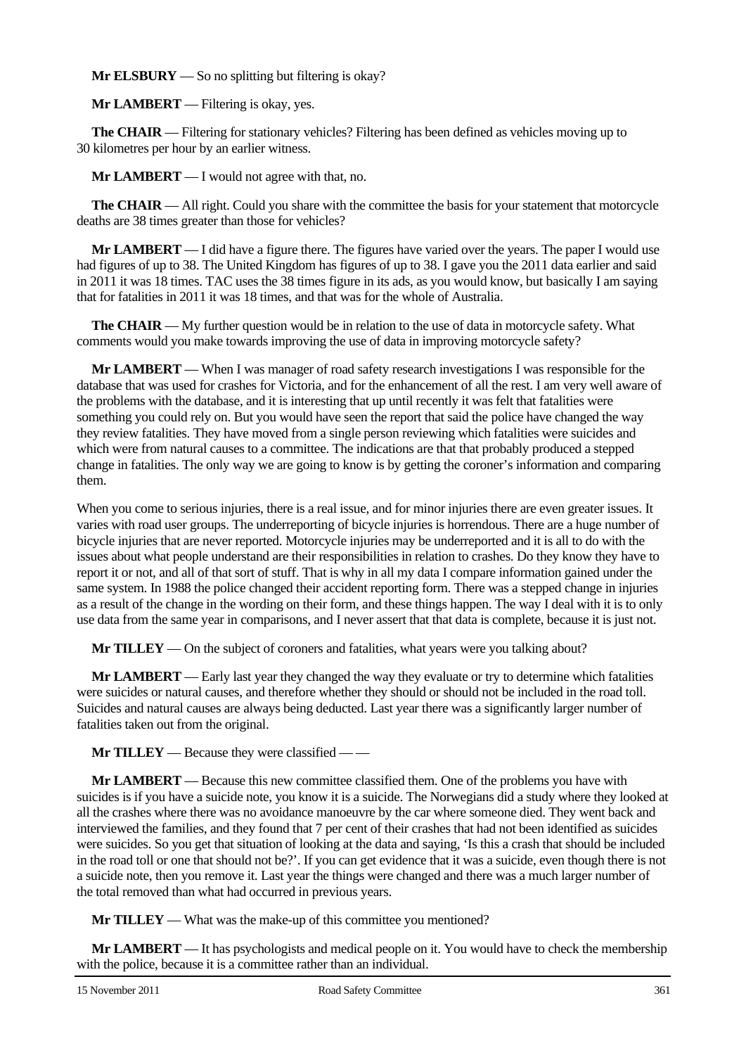**Mr ELSBURY** — So no splitting but filtering is okay?

**Mr LAMBERT** — Filtering is okay, yes.

**The CHAIR** — Filtering for stationary vehicles? Filtering has been defined as vehicles moving up to 30 kilometres per hour by an earlier witness.

**Mr LAMBERT** — I would not agree with that, no.

**The CHAIR** — All right. Could you share with the committee the basis for your statement that motorcycle deaths are 38 times greater than those for vehicles?

**Mr LAMBERT** — I did have a figure there. The figures have varied over the years. The paper I would use had figures of up to 38. The United Kingdom has figures of up to 38. I gave you the 2011 data earlier and said in 2011 it was 18 times. TAC uses the 38 times figure in its ads, as you would know, but basically I am saying that for fatalities in 2011 it was 18 times, and that was for the whole of Australia.

**The CHAIR** — My further question would be in relation to the use of data in motorcycle safety. What comments would you make towards improving the use of data in improving motorcycle safety?

**Mr LAMBERT** — When I was manager of road safety research investigations I was responsible for the database that was used for crashes for Victoria, and for the enhancement of all the rest. I am very well aware of the problems with the database, and it is interesting that up until recently it was felt that fatalities were something you could rely on. But you would have seen the report that said the police have changed the way they review fatalities. They have moved from a single person reviewing which fatalities were suicides and which were from natural causes to a committee. The indications are that that probably produced a stepped change in fatalities. The only way we are going to know is by getting the coroner's information and comparing them.

When you come to serious injuries, there is a real issue, and for minor injuries there are even greater issues. It varies with road user groups. The underreporting of bicycle injuries is horrendous. There are a huge number of bicycle injuries that are never reported. Motorcycle injuries may be underreported and it is all to do with the issues about what people understand are their responsibilities in relation to crashes. Do they know they have to report it or not, and all of that sort of stuff. That is why in all my data I compare information gained under the same system. In 1988 the police changed their accident reporting form. There was a stepped change in injuries as a result of the change in the wording on their form, and these things happen. The way I deal with it is to only use data from the same year in comparisons, and I never assert that that data is complete, because it is just not.

**Mr TILLEY** — On the subject of coroners and fatalities, what years were you talking about?

**Mr LAMBERT** — Early last year they changed the way they evaluate or try to determine which fatalities were suicides or natural causes, and therefore whether they should or should not be included in the road toll. Suicides and natural causes are always being deducted. Last year there was a significantly larger number of fatalities taken out from the original.

**Mr TILLEY** — Because they were classified — —

**Mr LAMBERT** — Because this new committee classified them. One of the problems you have with suicides is if you have a suicide note, you know it is a suicide. The Norwegians did a study where they looked at all the crashes where there was no avoidance manoeuvre by the car where someone died. They went back and interviewed the families, and they found that 7 per cent of their crashes that had not been identified as suicides were suicides. So you get that situation of looking at the data and saying, 'Is this a crash that should be included in the road toll or one that should not be?'. If you can get evidence that it was a suicide, even though there is not a suicide note, then you remove it. Last year the things were changed and there was a much larger number of the total removed than what had occurred in previous years.

**Mr TILLEY** — What was the make-up of this committee you mentioned?

**Mr LAMBERT** — It has psychologists and medical people on it. You would have to check the membership with the police, because it is a committee rather than an individual.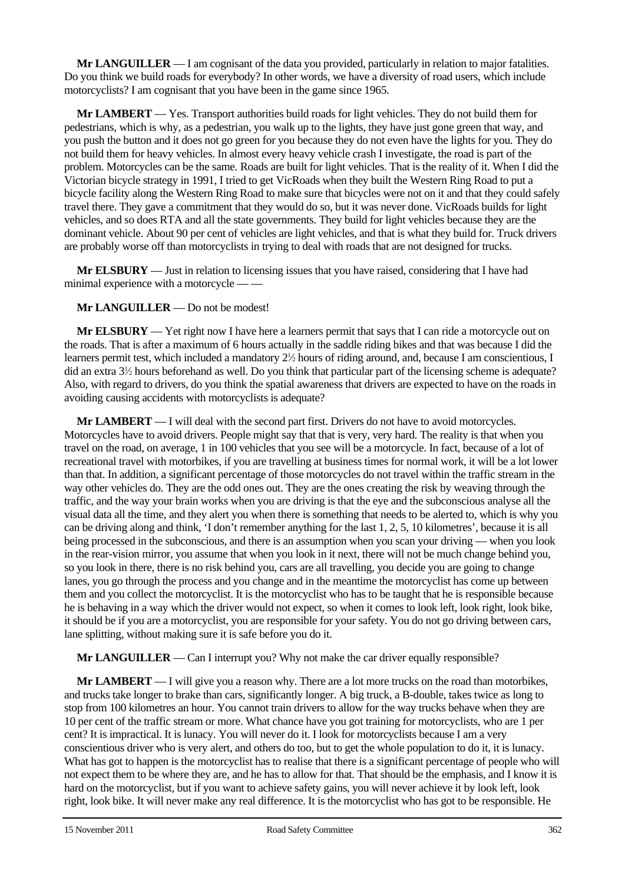**Mr LANGUILLER** — I am cognisant of the data you provided, particularly in relation to major fatalities. Do you think we build roads for everybody? In other words, we have a diversity of road users, which include motorcyclists? I am cognisant that you have been in the game since 1965.

**Mr LAMBERT** — Yes. Transport authorities build roads for light vehicles. They do not build them for pedestrians, which is why, as a pedestrian, you walk up to the lights, they have just gone green that way, and you push the button and it does not go green for you because they do not even have the lights for you. They do not build them for heavy vehicles. In almost every heavy vehicle crash I investigate, the road is part of the problem. Motorcycles can be the same. Roads are built for light vehicles. That is the reality of it. When I did the Victorian bicycle strategy in 1991, I tried to get VicRoads when they built the Western Ring Road to put a bicycle facility along the Western Ring Road to make sure that bicycles were not on it and that they could safely travel there. They gave a commitment that they would do so, but it was never done. VicRoads builds for light vehicles, and so does RTA and all the state governments. They build for light vehicles because they are the dominant vehicle. About 90 per cent of vehicles are light vehicles, and that is what they build for. Truck drivers are probably worse off than motorcyclists in trying to deal with roads that are not designed for trucks.

**Mr ELSBURY** — Just in relation to licensing issues that you have raised, considering that I have had minimal experience with a motorcycle — —

**Mr LANGUILLER** — Do not be modest!

**Mr ELSBURY** — Yet right now I have here a learners permit that says that I can ride a motorcycle out on the roads. That is after a maximum of 6 hours actually in the saddle riding bikes and that was because I did the learners permit test, which included a mandatory 2½ hours of riding around, and, because I am conscientious, I did an extra 3½ hours beforehand as well. Do you think that particular part of the licensing scheme is adequate? Also, with regard to drivers, do you think the spatial awareness that drivers are expected to have on the roads in avoiding causing accidents with motorcyclists is adequate?

**Mr LAMBERT** — I will deal with the second part first. Drivers do not have to avoid motorcycles. Motorcycles have to avoid drivers. People might say that that is very, very hard. The reality is that when you travel on the road, on average, 1 in 100 vehicles that you see will be a motorcycle. In fact, because of a lot of recreational travel with motorbikes, if you are travelling at business times for normal work, it will be a lot lower than that. In addition, a significant percentage of those motorcycles do not travel within the traffic stream in the way other vehicles do. They are the odd ones out. They are the ones creating the risk by weaving through the traffic, and the way your brain works when you are driving is that the eye and the subconscious analyse all the visual data all the time, and they alert you when there is something that needs to be alerted to, which is why you can be driving along and think, 'I don't remember anything for the last 1, 2, 5, 10 kilometres', because it is all being processed in the subconscious, and there is an assumption when you scan your driving — when you look in the rear-vision mirror, you assume that when you look in it next, there will not be much change behind you, so you look in there, there is no risk behind you, cars are all travelling, you decide you are going to change lanes, you go through the process and you change and in the meantime the motorcyclist has come up between them and you collect the motorcyclist. It is the motorcyclist who has to be taught that he is responsible because he is behaving in a way which the driver would not expect, so when it comes to look left, look right, look bike, it should be if you are a motorcyclist, you are responsible for your safety. You do not go driving between cars, lane splitting, without making sure it is safe before you do it.

**Mr LANGUILLER** — Can I interrupt you? Why not make the car driver equally responsible?

**Mr LAMBERT** — I will give you a reason why. There are a lot more trucks on the road than motorbikes, and trucks take longer to brake than cars, significantly longer. A big truck, a B-double, takes twice as long to stop from 100 kilometres an hour. You cannot train drivers to allow for the way trucks behave when they are 10 per cent of the traffic stream or more. What chance have you got training for motorcyclists, who are 1 per cent? It is impractical. It is lunacy. You will never do it. I look for motorcyclists because I am a very conscientious driver who is very alert, and others do too, but to get the whole population to do it, it is lunacy. What has got to happen is the motorcyclist has to realise that there is a significant percentage of people who will not expect them to be where they are, and he has to allow for that. That should be the emphasis, and I know it is hard on the motorcyclist, but if you want to achieve safety gains, you will never achieve it by look left, look right, look bike. It will never make any real difference. It is the motorcyclist who has got to be responsible. He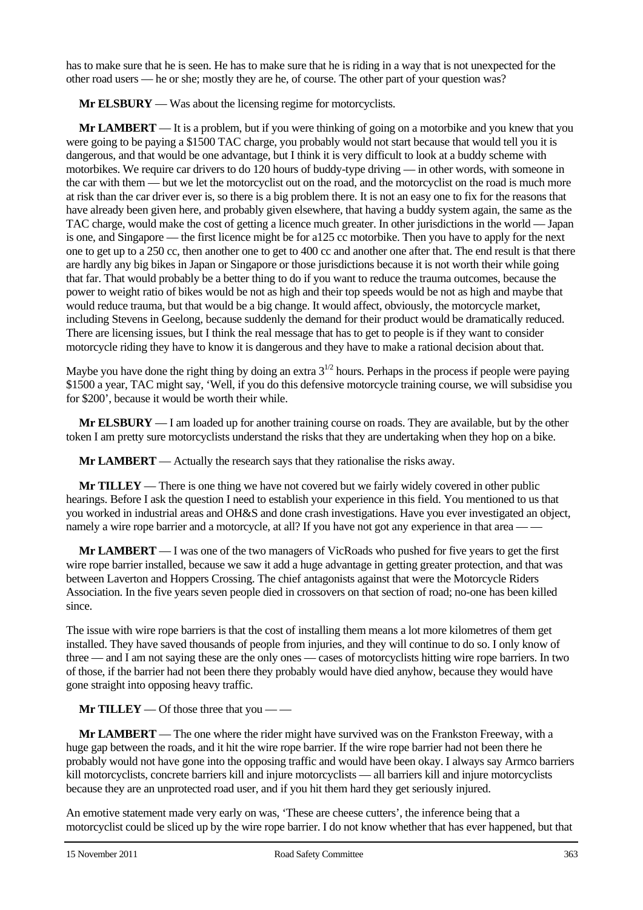has to make sure that he is seen. He has to make sure that he is riding in a way that is not unexpected for the other road users — he or she; mostly they are he, of course. The other part of your question was?

**Mr ELSBURY** — Was about the licensing regime for motorcyclists.

**Mr LAMBERT** — It is a problem, but if you were thinking of going on a motorbike and you knew that you were going to be paying a $1500 TAC charge, you probably would not start because that would tell you it is dangerous, and that would be one advantage, but I think it is very difficult to look at a buddy scheme with motorbikes. We require car drivers to do 120 hours of buddy-type driving — in other words, with someone in the car with them — but we let the motorcyclist out on the road, and the motorcyclist on the road is much more at risk than the car driver ever is, so there is a big problem there. It is not an easy one to fix for the reasons that have already been given here, and probably given elsewhere, that having a buddy system again, the same as the TAC charge, would make the cost of getting a licence much greater. In other jurisdictions in the world — Japan is one, and Singapore — the first licence might be for a125 cc motorbike. Then you have to apply for the next one to get up to a 250 cc, then another one to get to 400 cc and another one after that. The end result is that there are hardly any big bikes in Japan or Singapore or those jurisdictions because it is not worth their while going that far. That would probably be a better thing to do if you want to reduce the trauma outcomes, because the power to weight ratio of bikes would be not as high and their top speeds would be not as high and maybe that would reduce trauma, but that would be a big change. It would affect, obviously, the motorcycle market, including Stevens in Geelong, because suddenly the demand for their product would be dramatically reduced. There are licensing issues, but I think the real message that has to get to people is if they want to consider motorcycle riding they have to know it is dangerous and they have to make a rational decision about that.

Maybe you have done the right thing by doing an extra $3^{1/2}$ hours. Perhaps in the process if people were paying $1500 a year, TAC might say, 'Well, if you do this defensive motorcycle training course, we will subsidise you for $200', because it would be worth their while.

**Mr ELSBURY** — I am loaded up for another training course on roads. They are available, but by the other token I am pretty sure motorcyclists understand the risks that they are undertaking when they hop on a bike.

**Mr LAMBERT** — Actually the research says that they rationalise the risks away.

**Mr TILLEY** — There is one thing we have not covered but we fairly widely covered in other public hearings. Before I ask the question I need to establish your experience in this field. You mentioned to us that you worked in industrial areas and OH&S and done crash investigations. Have you ever investigated an object, namely a wire rope barrier and a motorcycle, at all? If you have not got any experience in that area — —

**Mr LAMBERT** — I was one of the two managers of VicRoads who pushed for five years to get the first wire rope barrier installed, because we saw it add a huge advantage in getting greater protection, and that was between Laverton and Hoppers Crossing. The chief antagonists against that were the Motorcycle Riders Association. In the five years seven people died in crossovers on that section of road; no-one has been killed since.

The issue with wire rope barriers is that the cost of installing them means a lot more kilometres of them get installed. They have saved thousands of people from injuries, and they will continue to do so. I only know of three — and I am not saying these are the only ones — cases of motorcyclists hitting wire rope barriers. In two of those, if the barrier had not been there they probably would have died anyhow, because they would have gone straight into opposing heavy traffic.

**Mr TILLEY** — Of those three that you — —

**Mr LAMBERT** — The one where the rider might have survived was on the Frankston Freeway, with a huge gap between the roads, and it hit the wire rope barrier. If the wire rope barrier had not been there he probably would not have gone into the opposing traffic and would have been okay. I always say Armco barriers kill motorcyclists, concrete barriers kill and injure motorcyclists — all barriers kill and injure motorcyclists because they are an unprotected road user, and if you hit them hard they get seriously injured.

An emotive statement made very early on was, 'These are cheese cutters', the inference being that a motorcyclist could be sliced up by the wire rope barrier. I do not know whether that has ever happened, but that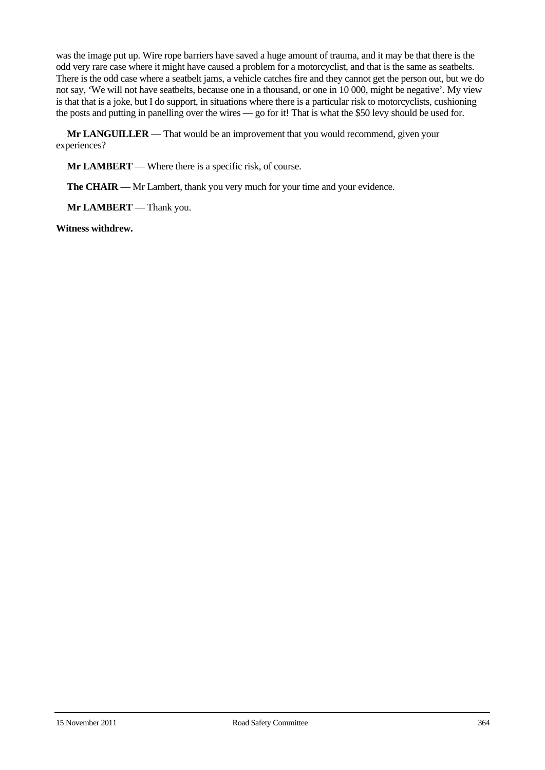was the image put up. Wire rope barriers have saved a huge amount of trauma, and it may be that there is the odd very rare case where it might have caused a problem for a motorcyclist, and that is the same as seatbelts. There is the odd case where a seatbelt jams, a vehicle catches fire and they cannot get the person out, but we do not say, 'We will not have seatbelts, because one in a thousand, or one in 10 000, might be negative'. My view is that that is a joke, but I do support, in situations where there is a particular risk to motorcyclists, cushioning the posts and putting in panelling over the wires — go for it! That is what the $50 levy should be used for.

**Mr LANGUILLER** — That would be an improvement that you would recommend, given your experiences?

**Mr LAMBERT** — Where there is a specific risk, of course.

**The CHAIR** — Mr Lambert, thank you very much for your time and your evidence.

**Mr LAMBERT** — Thank you.

**Witness withdrew.**